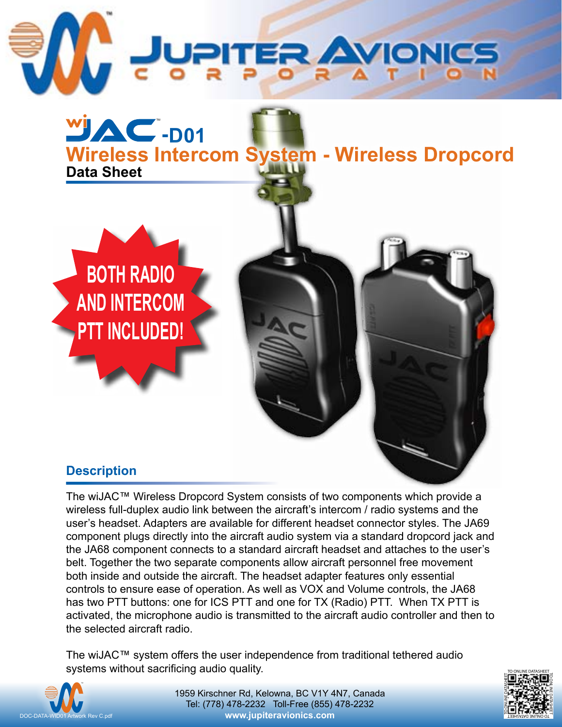# Jupiter Avionics Corporation

# wiJAC™-D01

## Wireless Intercom System - Wireless Dropcord

**Data Sheet**

**BOTH RADIO AND INTERCOM PTT INCLUDED!**

## Description

The wiJAC™ Wireless Dropcord System consists of two components which provide a wireless full-duplex audio link between the aircraft's intercom / radio systems and the user's headset. Adapters are available for different headset connector styles. The JA69 component plugs directly into the aircraft audio system via a standard dropcord jack and the JA68 component connects to a standard aircraft headset and attaches to the user's belt. Together the two separate components allow aircraft personnel free movement both inside and outside the aircraft. The headset adapter features only essential controls to ensure ease of operation. As well as VOX and Volume controls, the JA68 has two PTT buttons: one for ICS PTT and one for TX (Radio) PTT. When TX PTT is activated, the microphone audio is transmitted to the aircraft audio controller and then to the selected aircraft radio.

The wiJAC™ system offers the user independence from traditional tethered audio systems without sacrificing audio quality.

1959 Kirschner Rd, Kelowna, BC V1Y 4N7, Canada
Tel: (778) 478-2232 Toll-Free (855) 478-2232
www.jupiteravionics.com

DOC-DATA-WID01 Artwork Rev C.pdf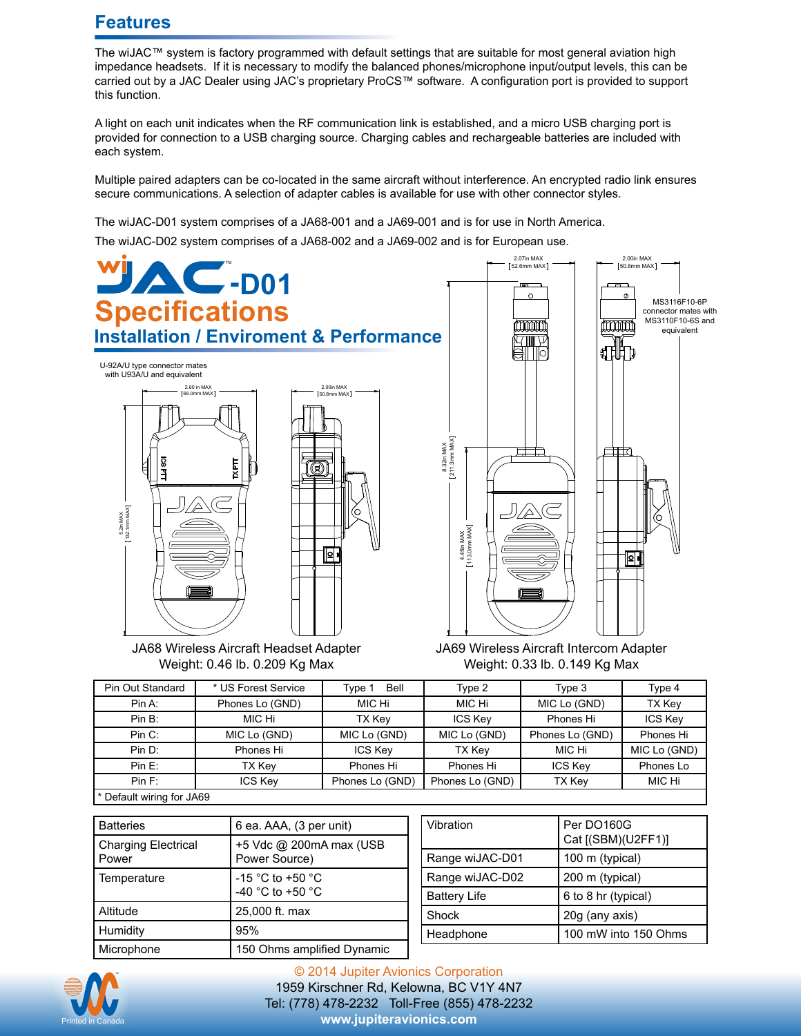## Features

The wiJAC™ system is factory programmed with default settings that are suitable for most general aviation high impedance headsets. If it is necessary to modify the balanced phones/microphone input/output levels, this can be carried out by a JAC Dealer using JAC's proprietary ProCS™ software. A configuration port is provided to support this function.

A light on each unit indicates when the RF communication link is established, and a micro USB charging port is provided for connection to a USB charging source. Charging cables and rechargeable batteries are included with each system.

Multiple paired adapters can be co-located in the same aircraft without interference. An encrypted radio link ensures secure communications. A selection of adapter cables is available for use with other connector styles.

The wiJAC-D01 system comprises of a JA68-001 and a JA69-001 and is for use in North America.

The wiJAC-D02 system comprises of a JA68-002 and a JA69-002 and is for European use.

# wiJAC™-D01 Specifications

## Installation / Enviroment & Performance

U-92A/U type connector mates with U93A/U and equivalent

2.60 in MAX [66.0mm MAX]

2.00in MAX [50.8mm MAX]

5.2in MAX [132.1mm MAX]

2.07in MAX [52.6mm MAX]

2.00in MAX [50.8mm MAX]

MS3116F10-6P connector mates with MS3110F10-6S and equivalent

8.32in MAX [211.3mm MAX]

4.45in MAX [113.0mm MAX]

JA68 Wireless Aircraft Headset Adapter
Weight: 0.46 lb. 0.209 Kg Max

JA69 Wireless Aircraft Intercom Adapter
Weight: 0.33 lb. 0.149 Kg Max

| Pin Out Standard | * US Forest Service | Type 1 Bell | Type 2 | Type 3 | Type 4 |
|---|---|---|---|---|---|
| Pin A: | Phones Lo (GND) | MIC Hi | MIC Hi | MIC Lo (GND) | TX Key |
| Pin B: | MIC Hi | TX Key | ICS Key | Phones Hi | ICS Key |
| Pin C: | MIC Lo (GND) | MIC Lo (GND) | MIC Lo (GND) | Phones Lo (GND) | Phones Hi |
| Pin D: | Phones Hi | ICS Key | TX Key | MIC Hi | MIC Lo (GND) |
| Pin E: | TX Key | Phones Hi | Phones Hi | ICS Key | Phones Lo |
| Pin F: | ICS Key | Phones Lo (GND) | Phones Lo (GND) | TX Key | MIC Hi |

* Default wiring for JA69

| | |
|---|---|
| Batteries | 6 ea. AAA, (3 per unit) |
| Charging Electrical Power | +5 Vdc @ 200mA max (USB Power Source) |
| Temperature | -15 °C to +50 °C<br>-40 °C to +50 °C |
| Altitude | 25,000 ft. max |
| Humidity | 95% |
| Microphone | 150 Ohms amplified Dynamic |

| | |
|---|---|
| Vibration | Per DO160G Cat [(SBM)(U2FF1)] |
| Range wiJAC-D01 | 100 m (typical) |
| Range wiJAC-D02 | 200 m (typical) |
| Battery Life | 6 to 8 hr (typical) |
| Shock | 20g (any axis) |
| Headphone | 100 mW into 150 Ohms |

© 2014 Jupiter Avionics Corporation
1959 Kirschner Rd, Kelowna, BC V1Y 4N7
Tel: (778) 478-2232 Toll-Free (855) 478-2232
www.jupiteravionics.com

Printed in Canada